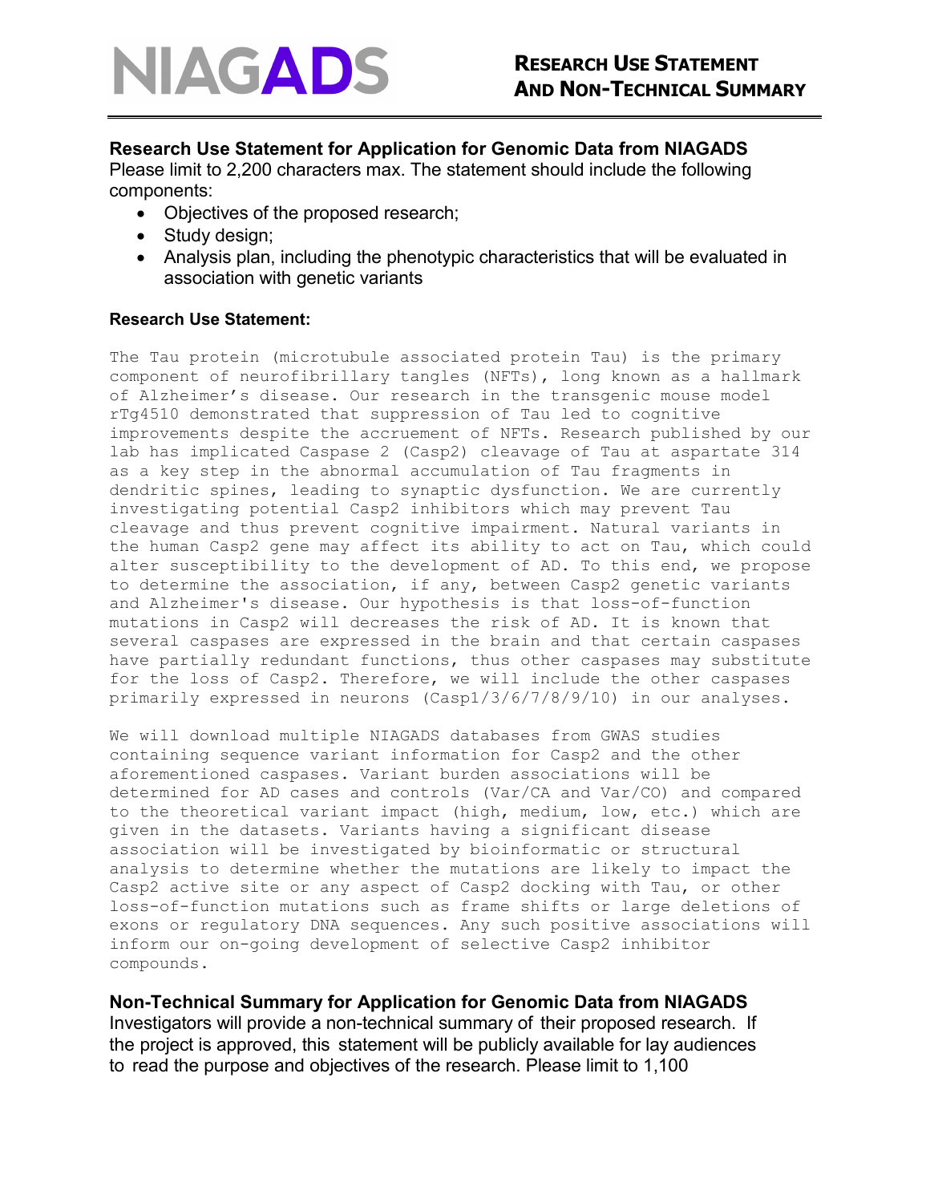NIAGADS

**RESEARCH USE STATEMENT AND NON-TECHNICAL SUMMARY**

## Research Use Statement for Application for Genomic Data from NIAGADS

Please limit to 2,200 characters max. The statement should include the following components:

- Objectives of the proposed research;
- Study design;
- Analysis plan, including the phenotypic characteristics that will be evaluated in association with genetic variants

### Research Use Statement:

The Tau protein (microtubule associated protein Tau) is the primary component of neurofibrillary tangles (NFTs), long known as a hallmark of Alzheimer's disease. Our research in the transgenic mouse model rTg4510 demonstrated that suppression of Tau led to cognitive improvements despite the accruement of NFTs. Research published by our lab has implicated Caspase 2 (Casp2) cleavage of Tau at aspartate 314 as a key step in the abnormal accumulation of Tau fragments in dendritic spines, leading to synaptic dysfunction. We are currently investigating potential Casp2 inhibitors which may prevent Tau cleavage and thus prevent cognitive impairment. Natural variants in the human Casp2 gene may affect its ability to act on Tau, which could alter susceptibility to the development of AD. To this end, we propose to determine the association, if any, between Casp2 genetic variants and Alzheimer's disease. Our hypothesis is that loss-of-function mutations in Casp2 will decreases the risk of AD. It is known that several caspases are expressed in the brain and that certain caspases have partially redundant functions, thus other caspases may substitute for the loss of Casp2. Therefore, we will include the other caspases primarily expressed in neurons (Casp1/3/6/7/8/9/10) in our analyses.

We will download multiple NIAGADS databases from GWAS studies containing sequence variant information for Casp2 and the other aforementioned caspases. Variant burden associations will be determined for AD cases and controls (Var/CA and Var/CO) and compared to the theoretical variant impact (high, medium, low, etc.) which are given in the datasets. Variants having a significant disease association will be investigated by bioinformatic or structural analysis to determine whether the mutations are likely to impact the Casp2 active site or any aspect of Casp2 docking with Tau, or other loss-of-function mutations such as frame shifts or large deletions of exons or regulatory DNA sequences. Any such positive associations will inform our on-going development of selective Casp2 inhibitor compounds.

## Non-Technical Summary for Application for Genomic Data from NIAGADS

Investigators will provide a non-technical summary of their proposed research. If the project is approved, this statement will be publicly available for lay audiences to read the purpose and objectives of the research. Please limit to 1,100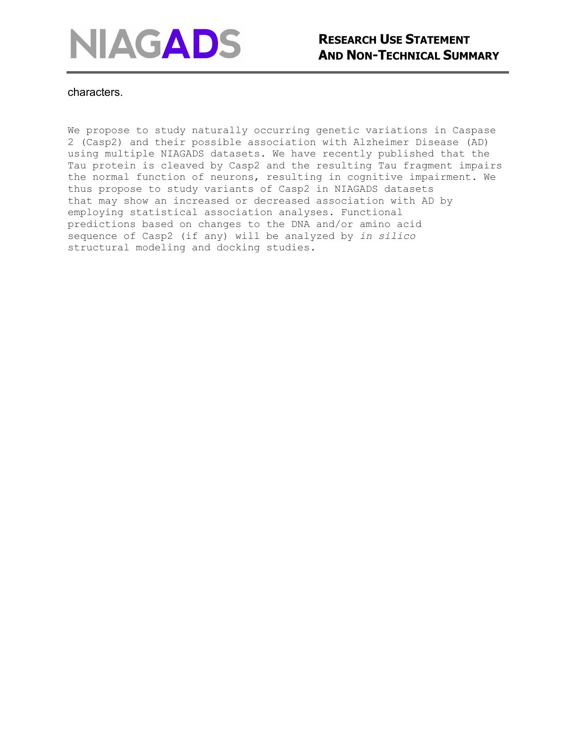characters.

We propose to study naturally occurring genetic variations in Caspase 2 (Casp2) and their possible association with Alzheimer Disease (AD) using multiple NIAGADS datasets. We have recently published that the Tau protein is cleaved by Casp2 and the resulting Tau fragment impairs the normal function of neurons, resulting in cognitive impairment. We thus propose to study variants of Casp2 in NIAGADS datasets that may show an increased or decreased association with AD by employing statistical association analyses. Functional predictions based on changes to the DNA and/or amino acid sequence of Casp2 (if any) will be analyzed by *in silico* structural modeling and docking studies.